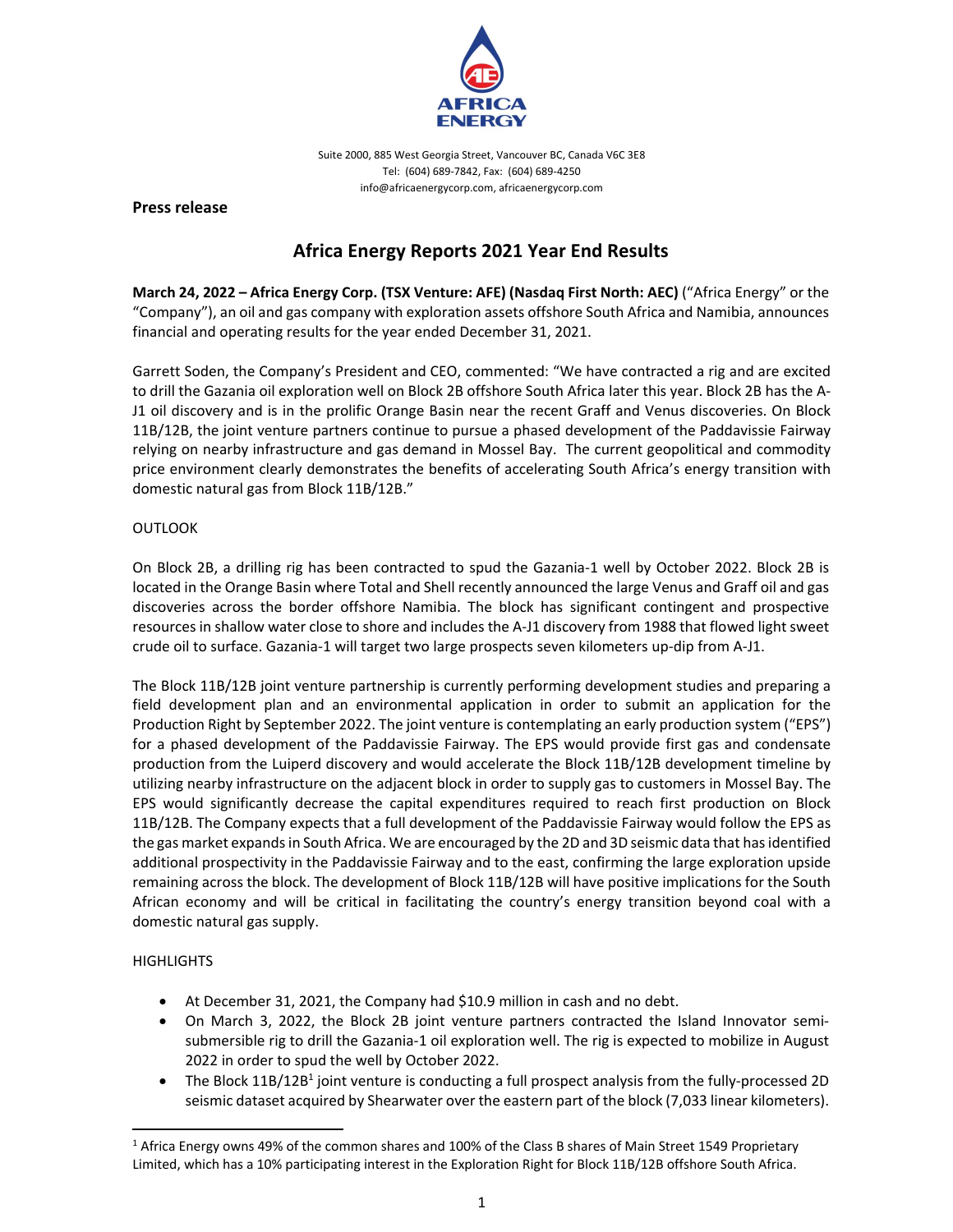AFRICA ENERGY

Suite 2000, 885 West Georgia Street, Vancouver BC, Canada V6C 3E8
Tel: (604) 689-7842, Fax: (604) 689-4250
info@africaenergycorp.com, africaenergycorp.com

**Press release**

# Africa Energy Reports 2021 Year End Results

**March 24, 2022 – Africa Energy Corp. (TSX Venture: AFE) (Nasdaq First North: AEC)** ("Africa Energy" or the "Company"), an oil and gas company with exploration assets offshore South Africa and Namibia, announces financial and operating results for the year ended December 31, 2021.

Garrett Soden, the Company's President and CEO, commented: "We have contracted a rig and are excited to drill the Gazania oil exploration well on Block 2B offshore South Africa later this year. Block 2B has the A-J1 oil discovery and is in the prolific Orange Basin near the recent Graff and Venus discoveries. On Block 11B/12B, the joint venture partners continue to pursue a phased development of the Paddavissie Fairway relying on nearby infrastructure and gas demand in Mossel Bay. The current geopolitical and commodity price environment clearly demonstrates the benefits of accelerating South Africa's energy transition with domestic natural gas from Block 11B/12B."

## OUTLOOK

On Block 2B, a drilling rig has been contracted to spud the Gazania-1 well by October 2022. Block 2B is located in the Orange Basin where Total and Shell recently announced the large Venus and Graff oil and gas discoveries across the border offshore Namibia. The block has significant contingent and prospective resources in shallow water close to shore and includes the A-J1 discovery from 1988 that flowed light sweet crude oil to surface. Gazania-1 will target two large prospects seven kilometers up-dip from A-J1.

The Block 11B/12B joint venture partnership is currently performing development studies and preparing a field development plan and an environmental application in order to submit an application for the Production Right by September 2022. The joint venture is contemplating an early production system ("EPS") for a phased development of the Paddavissie Fairway. The EPS would provide first gas and condensate production from the Luiperd discovery and would accelerate the Block 11B/12B development timeline by utilizing nearby infrastructure on the adjacent block in order to supply gas to customers in Mossel Bay. The EPS would significantly decrease the capital expenditures required to reach first production on Block 11B/12B. The Company expects that a full development of the Paddavissie Fairway would follow the EPS as the gas market expands in South Africa. We are encouraged by the 2D and 3D seismic data that has identified additional prospectivity in the Paddavissie Fairway and to the east, confirming the large exploration upside remaining across the block. The development of Block 11B/12B will have positive implications for the South African economy and will be critical in facilitating the country's energy transition beyond coal with a domestic natural gas supply.

## HIGHLIGHTS

- At December 31, 2021, the Company had $10.9 million in cash and no debt.
- On March 3, 2022, the Block 2B joint venture partners contracted the Island Innovator semi-submersible rig to drill the Gazania-1 oil exploration well. The rig is expected to mobilize in August 2022 in order to spud the well by October 2022.
- The Block 11B/12B[1] joint venture is conducting a full prospect analysis from the fully-processed 2D seismic dataset acquired by Shearwater over the eastern part of the block (7,033 linear kilometers).

[1] Africa Energy owns 49% of the common shares and 100% of the Class B shares of Main Street 1549 Proprietary Limited, which has a 10% participating interest in the Exploration Right for Block 11B/12B offshore South Africa.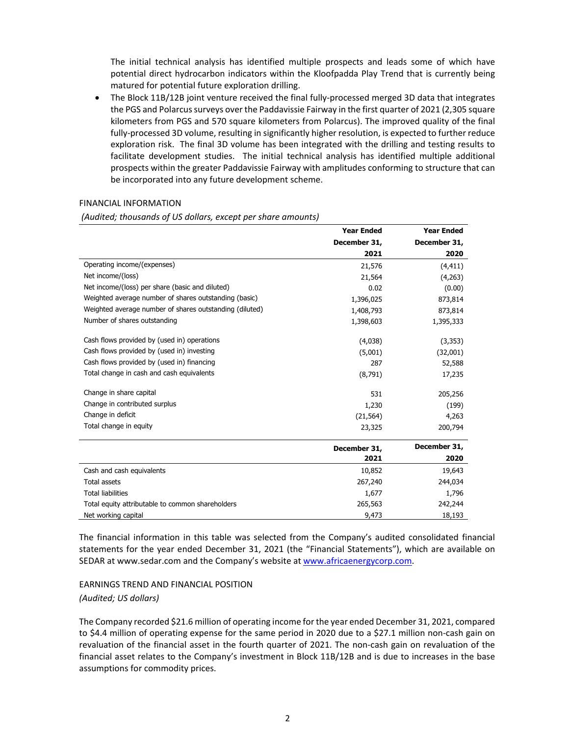The initial technical analysis has identified multiple prospects and leads some of which have potential direct hydrocarbon indicators within the Kloofpadda Play Trend that is currently being matured for potential future exploration drilling.

- The Block 11B/12B joint venture received the final fully-processed merged 3D data that integrates the PGS and Polarcus surveys over the Paddavissie Fairway in the first quarter of 2021 (2,305 square kilometers from PGS and 570 square kilometers from Polarcus). The improved quality of the final fully-processed 3D volume, resulting in significantly higher resolution, is expected to further reduce exploration risk. The final 3D volume has been integrated with the drilling and testing results to facilitate development studies. The initial technical analysis has identified multiple additional prospects within the greater Paddavissie Fairway with amplitudes conforming to structure that can be incorporated into any future development scheme.

FINANCIAL INFORMATION

*(Audited; thousands of US dollars, except per share amounts)*

| | Year Ended December 31, 2021 | Year Ended December 31, 2020 |
|---|---|---|
| Operating income/(expenses) | 21,576 | (4,411) |
| Net income/(loss) | 21,564 | (4,263) |
| Net income/(loss) per share (basic and diluted) | 0.02 | (0.00) |
| Weighted average number of shares outstanding (basic) | 1,396,025 | 873,814 |
| Weighted average number of shares outstanding (diluted) | 1,408,793 | 873,814 |
| Number of shares outstanding | 1,398,603 | 1,395,333 |
| | | |
| Cash flows provided by (used in) operations | (4,038) | (3,353) |
| Cash flows provided by (used in) investing | (5,001) | (32,001) |
| Cash flows provided by (used in) financing | 287 | 52,588 |
| Total change in cash and cash equivalents | (8,791) | 17,235 |
| | | |
| Change in share capital | 531 | 205,256 |
| Change in contributed surplus | 1,230 | (199) |
| Change in deficit | (21,564) | 4,263 |
| Total change in equity | 23,325 | 200,794 |

| | December 31, 2021 | December 31, 2020 |
|---|---|---|
| Cash and cash equivalents | 10,852 | 19,643 |
| Total assets | 267,240 | 244,034 |
| Total liabilities | 1,677 | 1,796 |
| Total equity attributable to common shareholders | 265,563 | 242,244 |
| Net working capital | 9,473 | 18,193 |

The financial information in this table was selected from the Company's audited consolidated financial statements for the year ended December 31, 2021 (the "Financial Statements"), which are available on SEDAR at www.sedar.com and the Company's website at www.africaenergycorp.com.

EARNINGS TREND AND FINANCIAL POSITION

*(Audited; US dollars)*

The Company recorded $21.6 million of operating income for the year ended December 31, 2021, compared to $4.4 million of operating expense for the same period in 2020 due to a $27.1 million non-cash gain on revaluation of the financial asset in the fourth quarter of 2021. The non-cash gain on revaluation of the financial asset relates to the Company's investment in Block 11B/12B and is due to increases in the base assumptions for commodity prices.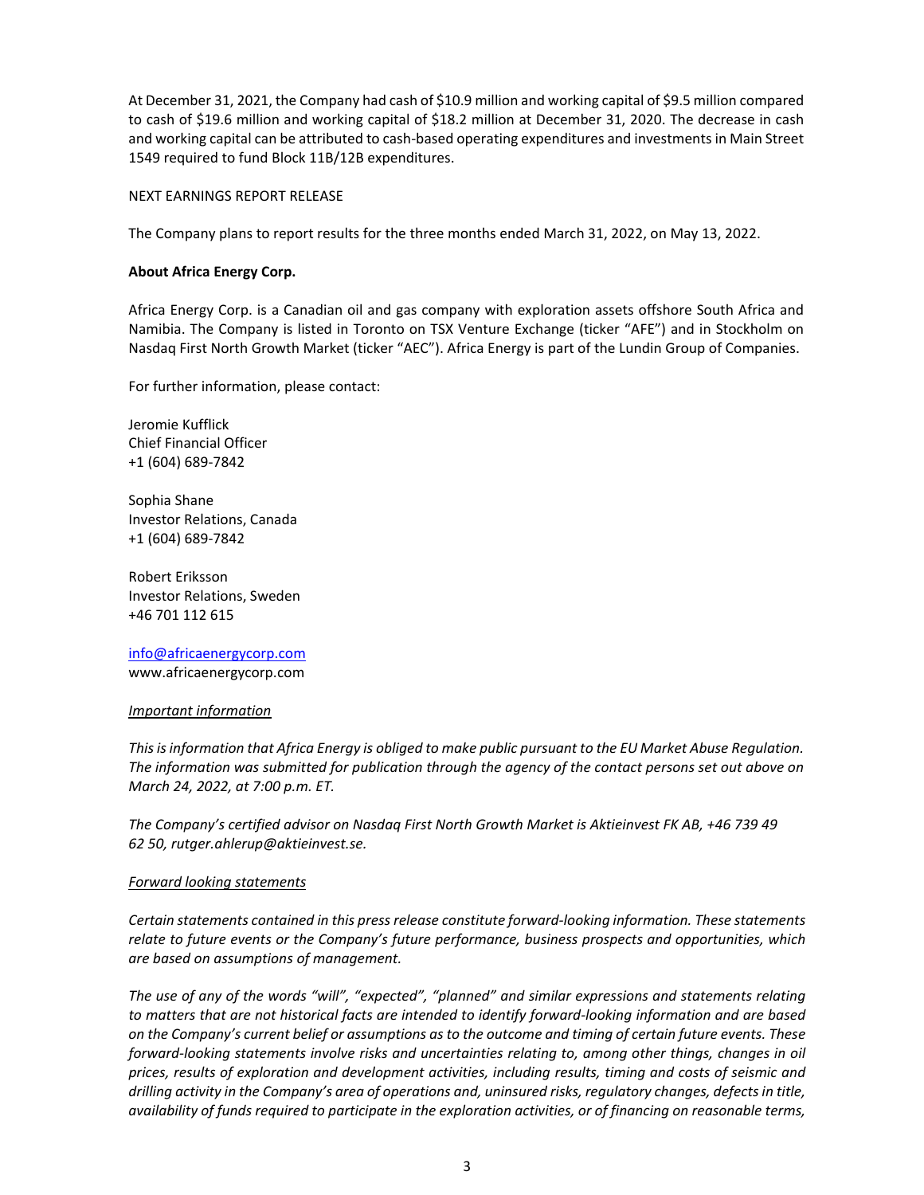At December 31, 2021, the Company had cash of $10.9 million and working capital of $9.5 million compared to cash of $19.6 million and working capital of $18.2 million at December 31, 2020. The decrease in cash and working capital can be attributed to cash-based operating expenditures and investments in Main Street 1549 required to fund Block 11B/12B expenditures.

NEXT EARNINGS REPORT RELEASE

The Company plans to report results for the three months ended March 31, 2022, on May 13, 2022.

**About Africa Energy Corp.**

Africa Energy Corp. is a Canadian oil and gas company with exploration assets offshore South Africa and Namibia. The Company is listed in Toronto on TSX Venture Exchange (ticker "AFE") and in Stockholm on Nasdaq First North Growth Market (ticker "AEC"). Africa Energy is part of the Lundin Group of Companies.

For further information, please contact:

Jeromie Kufflick
Chief Financial Officer
+1 (604) 689-7842

Sophia Shane
Investor Relations, Canada
+1 (604) 689-7842

Robert Eriksson
Investor Relations, Sweden
+46 701 112 615

info@africaenergycorp.com
www.africaenergycorp.com

*Important information*

*This is information that Africa Energy is obliged to make public pursuant to the EU Market Abuse Regulation. The information was submitted for publication through the agency of the contact persons set out above on March 24, 2022, at 7:00 p.m. ET.*

*The Company's certified advisor on Nasdaq First North Growth Market is Aktieinvest FK AB, +46 739 49 62 50, rutger.ahlerup@aktieinvest.se.*

*Forward looking statements*

*Certain statements contained in this press release constitute forward-looking information. These statements relate to future events or the Company's future performance, business prospects and opportunities, which are based on assumptions of management.*

*The use of any of the words "will", "expected", "planned" and similar expressions and statements relating to matters that are not historical facts are intended to identify forward-looking information and are based on the Company's current belief or assumptions as to the outcome and timing of certain future events. These forward-looking statements involve risks and uncertainties relating to, among other things, changes in oil prices, results of exploration and development activities, including results, timing and costs of seismic and drilling activity in the Company's area of operations and, uninsured risks, regulatory changes, defects in title, availability of funds required to participate in the exploration activities, or of financing on reasonable terms,*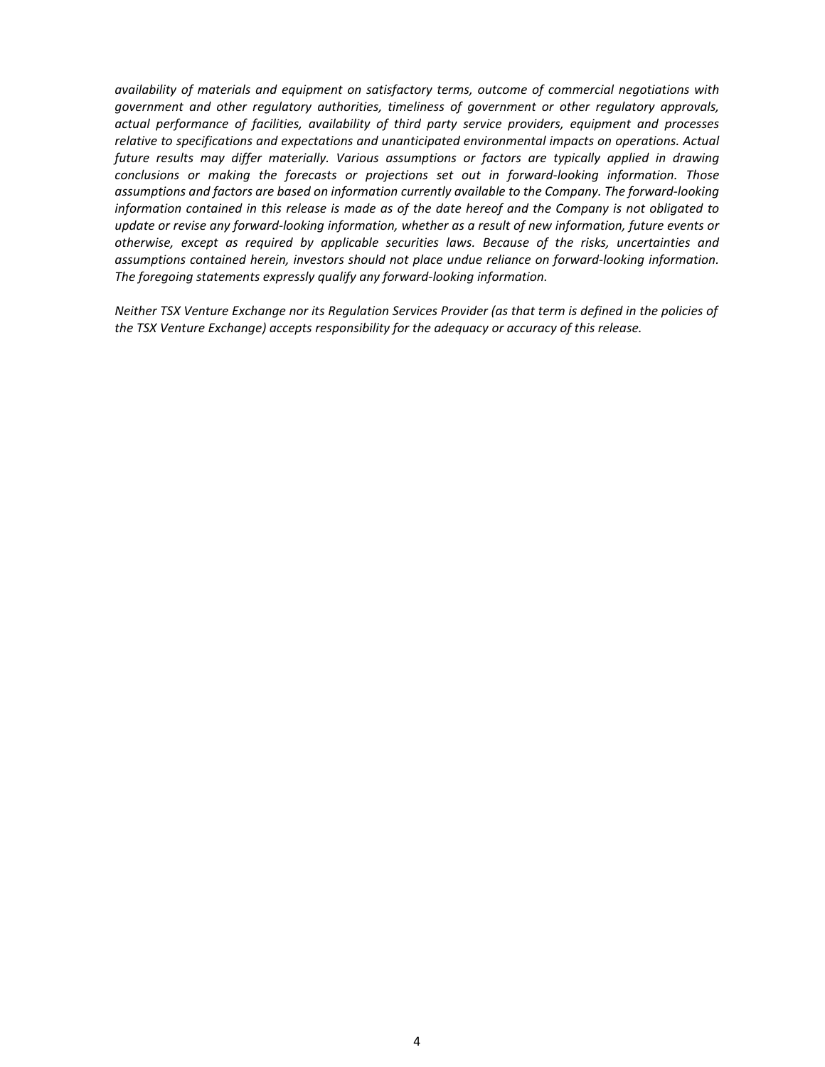*availability of materials and equipment on satisfactory terms, outcome of commercial negotiations with government and other regulatory authorities, timeliness of government or other regulatory approvals, actual performance of facilities, availability of third party service providers, equipment and processes relative to specifications and expectations and unanticipated environmental impacts on operations. Actual future results may differ materially. Various assumptions or factors are typically applied in drawing conclusions or making the forecasts or projections set out in forward-looking information. Those assumptions and factors are based on information currently available to the Company. The forward-looking information contained in this release is made as of the date hereof and the Company is not obligated to update or revise any forward-looking information, whether as a result of new information, future events or otherwise, except as required by applicable securities laws. Because of the risks, uncertainties and assumptions contained herein, investors should not place undue reliance on forward-looking information. The foregoing statements expressly qualify any forward-looking information.*

*Neither TSX Venture Exchange nor its Regulation Services Provider (as that term is defined in the policies of the TSX Venture Exchange) accepts responsibility for the adequacy or accuracy of this release.*